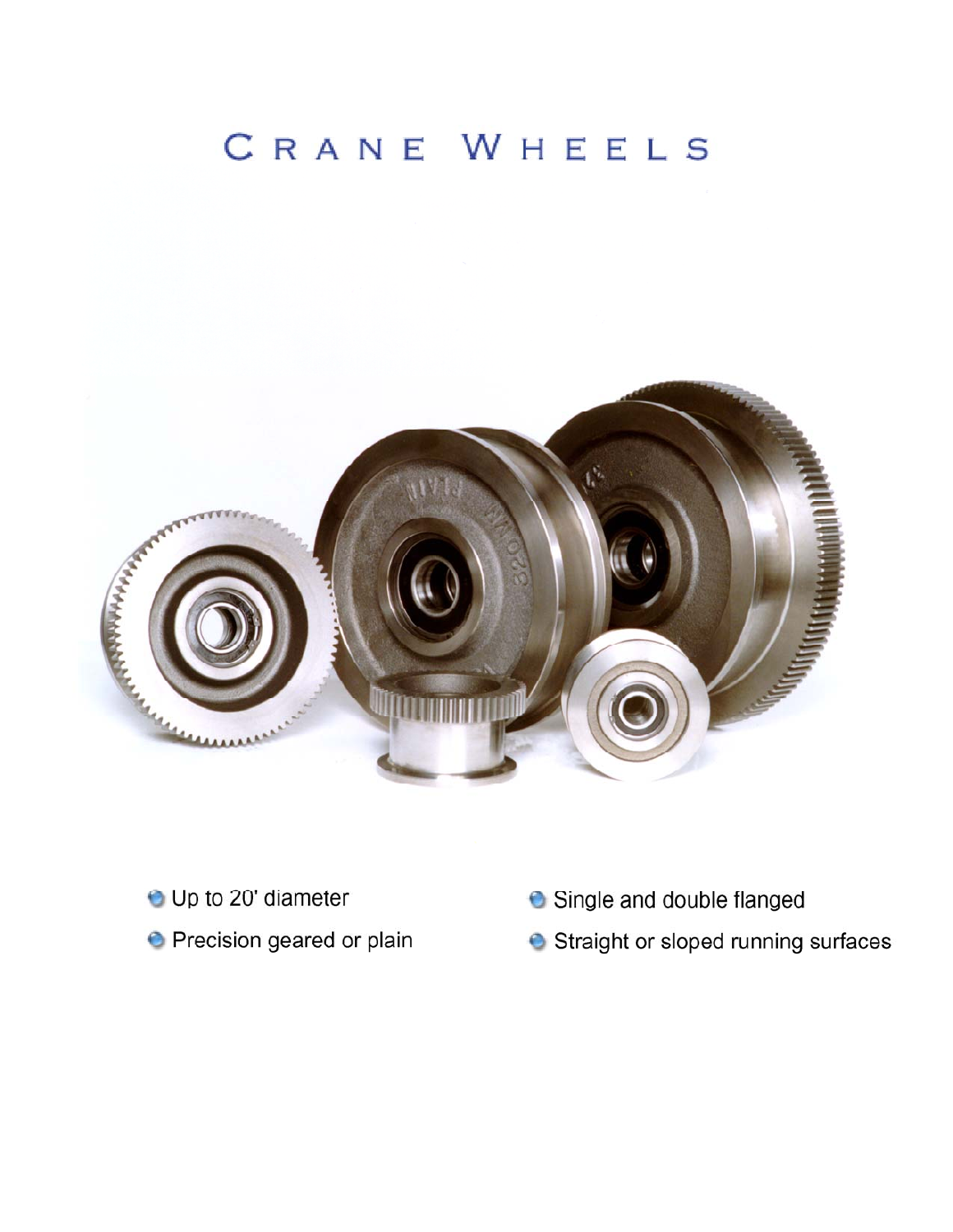# Crane Wheels

- Up to 20' diameter
- Precision geared or plain
- Single and double flanged
- Straight or sloped running surfaces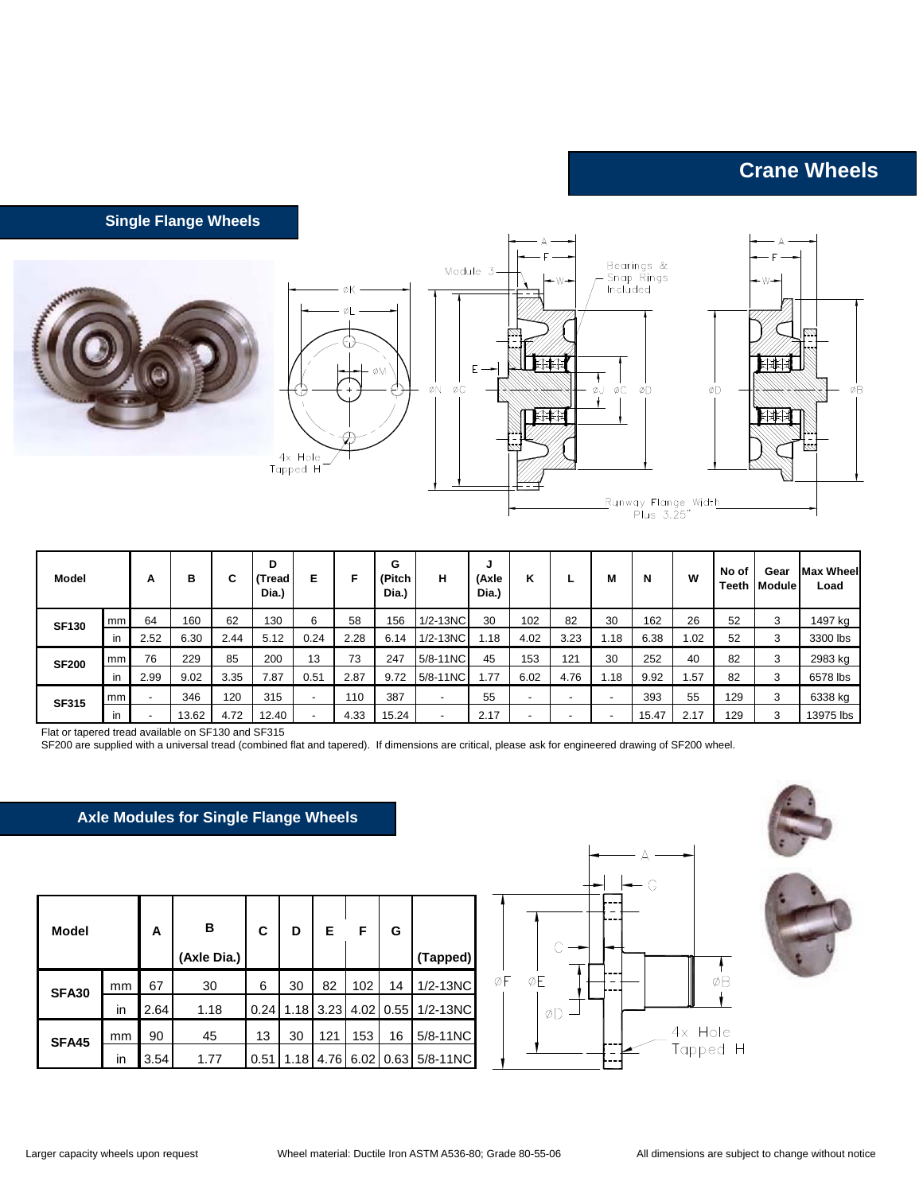# Crane Wheels

## Single Flange Wheels

| Model | | A | B | C | D (Tread Dia.) | E | F | G (Pitch Dia.) | H | J (Axle Dia.) | K | L | M | N | W | No of Teeth | Gear Module | Max Wheel Load |
|---|---|---|---|---|---|---|---|---|---|---|---|---|---|---|---|---|---|
| SF130 | mm | 64 | 160 | 62 | 130 | 6 | 58 | 156 | 1/2-13NC | 30 | 102 | 82 | 30 | 162 | 26 | 52 | 3 | 1497 kg |
| | in | 2.52 | 6.30 | 2.44 | 5.12 | 0.24 | 2.28 | 6.14 | 1/2-13NC | 1.18 | 4.02 | 3.23 | 1.18 | 6.38 | 1.02 | 52 | 3 | 3300 lbs |
| SF200 | mm | 76 | 229 | 85 | 200 | 13 | 73 | 247 | 5/8-11NC | 45 | 153 | 121 | 30 | 252 | 40 | 82 | 3 | 2983 kg |
| | in | 2.99 | 9.02 | 3.35 | 7.87 | 0.51 | 2.87 | 9.72 | 5/8-11NC | 1.77 | 6.02 | 4.76 | 1.18 | 9.92 | 1.57 | 82 | 3 | 6578 lbs |
| SF315 | mm | - | 346 | 120 | 315 | - | 110 | 387 | - | 55 | - | - | - | 393 | 55 | 129 | 3 | 6338 kg |
| | in | - | 13.62 | 4.72 | 12.40 | - | 4.33 | 15.24 | - | 2.17 | - | - | - | 15.47 | 2.17 | 129 | 3 | 13975 lbs |

Flat or tapered tread available on SF130 and SF315

SF200 are supplied with a universal tread (combined flat and tapered). If dimensions are critical, please ask for engineered drawing of SF200 wheel.

## Axle Modules for Single Flange Wheels

| Model | | A | B (Axle Dia.) | C | D | E | F | G | (Tapped) |
|---|---|---|---|---|---|---|---|---|---|
| SFA30 | mm | 67 | 30 | 6 | 30 | 82 | 102 | 14 | 1/2-13NC |
| | in | 2.64 | 1.18 | 0.24 | 1.18 | 3.23 | 4.02 | 0.55 | 1/2-13NC |
| SFA45 | mm | 90 | 45 | 13 | 30 | 121 | 153 | 16 | 5/8-11NC |
| | in | 3.54 | 1.77 | 0.51 | 1.18 | 4.76 | 6.02 | 0.63 | 5/8-11NC |

Larger capacity wheels upon request

Wheel material: Ductile Iron ASTM A536-80; Grade 80-55-06

All dimensions are subject to change without notice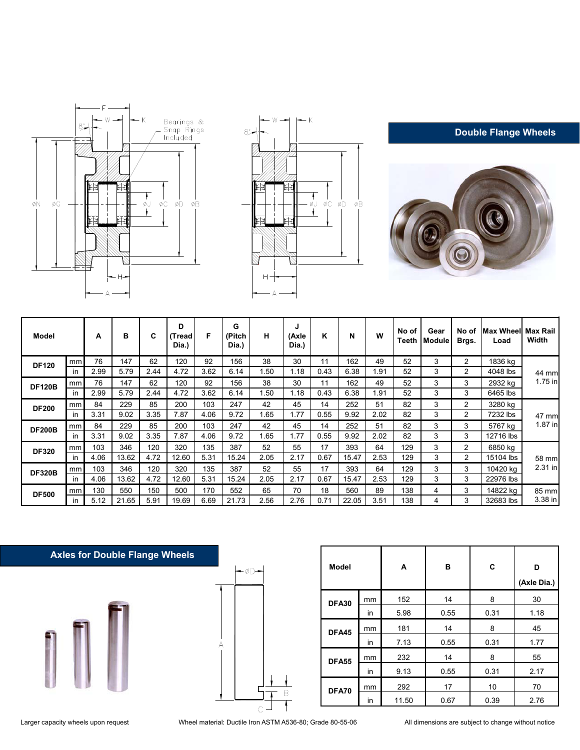## Double Flange Wheels

| Model | | A | B | C | D (Tread Dia.) | F | G (Pitch Dia.) | H | J (Axle Dia.) | K | N | W | No of Teeth | Gear Module | No of Brgs. | Max Wheel Load | Max Rail Width |
|---|---|---|---|---|---|---|---|---|---|---|---|---|---|---|---|---|---|
| DF120 | mm | 76 | 147 | 62 | 120 | 92 | 156 | 38 | 30 | 11 | 162 | 49 | 52 | 3 | 2 | 1836 kg | 44 mm 1.75 in |
| | in | 2.99 | 5.79 | 2.44 | 4.72 | 3.62 | 6.14 | 1.50 | 1.18 | 0.43 | 6.38 | 1.91 | 52 | 3 | 2 | 4048 lbs | |
| DF120B | mm | 76 | 147 | 62 | 120 | 92 | 156 | 38 | 30 | 11 | 162 | 49 | 52 | 3 | 3 | 2932 kg | |
| | in | 2.99 | 5.79 | 2.44 | 4.72 | 3.62 | 6.14 | 1.50 | 1.18 | 0.43 | 6.38 | 1.91 | 52 | 3 | 3 | 6465 lbs | |
| DF200 | mm | 84 | 229 | 85 | 200 | 103 | 247 | 42 | 45 | 14 | 252 | 51 | 82 | 3 | 2 | 3280 kg | 47 mm 1.87 in |
| | in | 3.31 | 9.02 | 3.35 | 7.87 | 4.06 | 9.72 | 1.65 | 1.77 | 0.55 | 9.92 | 2.02 | 82 | 3 | 2 | 7232 lbs | |
| DF200B | mm | 84 | 229 | 85 | 200 | 103 | 247 | 42 | 45 | 14 | 252 | 51 | 82 | 3 | 3 | 5767 kg | |
| | in | 3.31 | 9.02 | 3.35 | 7.87 | 4.06 | 9.72 | 1.65 | 1.77 | 0.55 | 9.92 | 2.02 | 82 | 3 | 3 | 12716 lbs | |
| DF320 | mm | 103 | 346 | 120 | 320 | 135 | 387 | 52 | 55 | 17 | 393 | 64 | 129 | 3 | 2 | 6850 kg | 58 mm 2.31 in |
| | in | 4.06 | 13.62 | 4.72 | 12.60 | 5.31 | 15.24 | 2.05 | 2.17 | 0.67 | 15.47 | 2.53 | 129 | 3 | 2 | 15104 lbs | |
| DF320B | mm | 103 | 346 | 120 | 320 | 135 | 387 | 52 | 55 | 17 | 393 | 64 | 129 | 3 | 3 | 10420 kg | |
| | in | 4.06 | 13.62 | 4.72 | 12.60 | 5.31 | 15.24 | 2.05 | 2.17 | 0.67 | 15.47 | 2.53 | 129 | 3 | 3 | 22976 lbs | |
| DF500 | mm | 130 | 550 | 150 | 500 | 170 | 552 | 65 | 70 | 18 | 560 | 89 | 138 | 4 | 3 | 14822 kg | 85 mm 3.38 in |
| | in | 5.12 | 21.65 | 5.91 | 19.69 | 6.69 | 21.73 | 2.56 | 2.76 | 0.71 | 22.05 | 3.51 | 138 | 4 | 3 | 32683 lbs | |

## Axles for Double Flange Wheels

| Model | | A | B | C | D (Axle Dia.) |
|---|---|---|---|---|---|
| DFA30 | mm | 152 | 14 | 8 | 30 |
| | in | 5.98 | 0.55 | 0.31 | 1.18 |
| DFA45 | mm | 181 | 14 | 8 | 45 |
| | in | 7.13 | 0.55 | 0.31 | 1.77 |
| DFA55 | mm | 232 | 14 | 8 | 55 |
| | in | 9.13 | 0.55 | 0.31 | 2.17 |
| DFA70 | mm | 292 | 17 | 10 | 70 |
| | in | 11.50 | 0.67 | 0.39 | 2.76 |

Larger capacity wheels upon request

Wheel material: Ductile Iron ASTM A536-80; Grade 80-55-06

All dimensions are subject to change without notice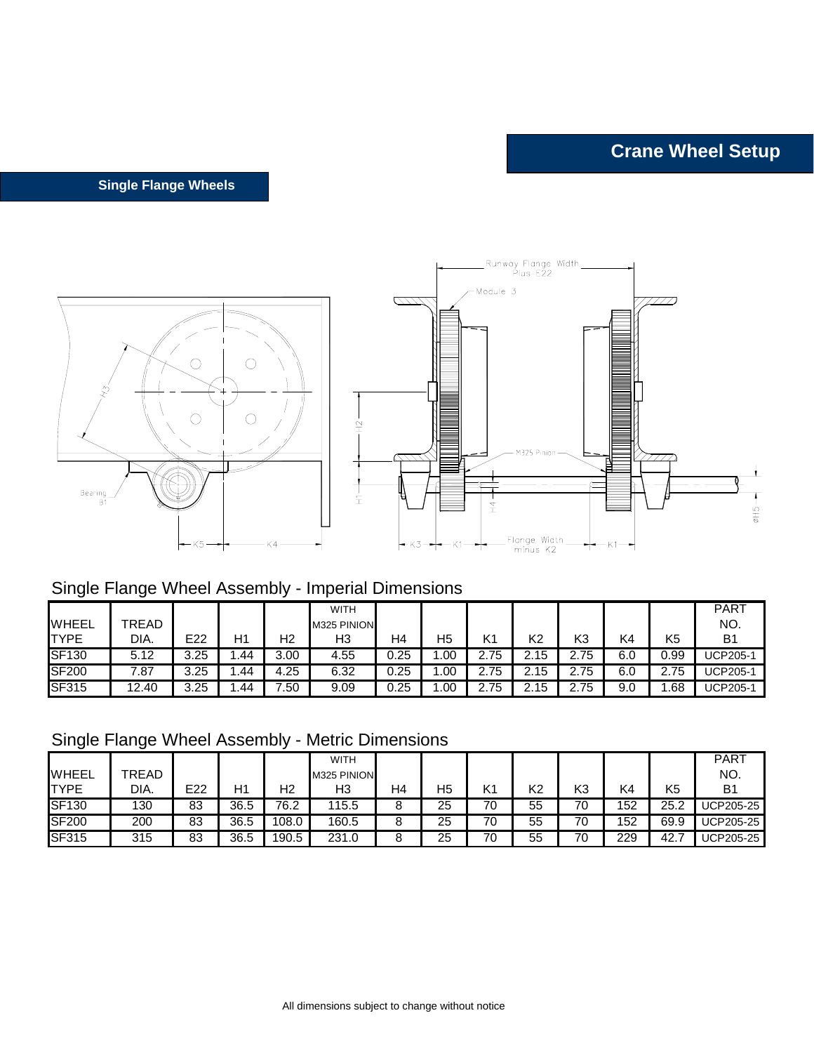# Crane Wheel Setup

## Single Flange Wheels

### Single Flange Wheel Assembly - Imperial Dimensions

| WHEEL TYPE | TREAD DIA. | E22 | H1 | H2 | WITH M325 PINION H3 | H4 | H5 | K1 | K2 | K3 | K4 | K5 | PART NO. B1 |
|---|---|---|---|---|---|---|---|---|---|---|---|---|---|
| SF130 | 5.12 | 3.25 | 1.44 | 3.00 | 4.55 | 0.25 | 1.00 | 2.75 | 2.15 | 2.75 | 6.0 | 0.99 | UCP205-1 |
| SF200 | 7.87 | 3.25 | 1.44 | 4.25 | 6.32 | 0.25 | 1.00 | 2.75 | 2.15 | 2.75 | 6.0 | 2.75 | UCP205-1 |
| SF315 | 12.40 | 3.25 | 1.44 | 7.50 | 9.09 | 0.25 | 1.00 | 2.75 | 2.15 | 2.75 | 9.0 | 1.68 | UCP205-1 |

### Single Flange Wheel Assembly - Metric Dimensions

| WHEEL TYPE | TREAD DIA. | E22 | H1 | H2 | WITH M325 PINION H3 | H4 | H5 | K1 | K2 | K3 | K4 | K5 | PART NO. B1 |
|---|---|---|---|---|---|---|---|---|---|---|---|---|---|
| SF130 | 130 | 83 | 36.5 | 76.2 | 115.5 | 8 | 25 | 70 | 55 | 70 | 152 | 25.2 | UCP205-25 |
| SF200 | 200 | 83 | 36.5 | 108.0 | 160.5 | 8 | 25 | 70 | 55 | 70 | 152 | 69.9 | UCP205-25 |
| SF315 | 315 | 83 | 36.5 | 190.5 | 231.0 | 8 | 25 | 70 | 55 | 70 | 229 | 42.7 | UCP205-25 |

All dimensions subject to change without notice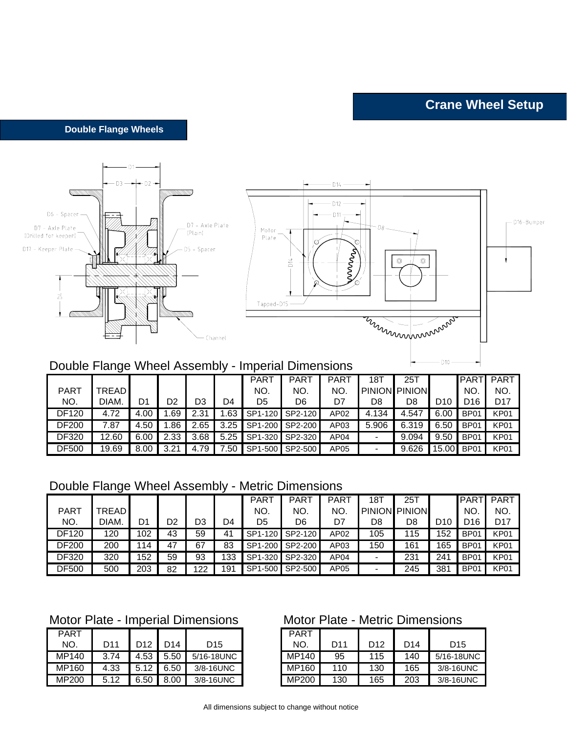# Crane Wheel Setup

## Double Flange Wheels

### Double Flange Wheel Assembly - Imperial Dimensions

| PART NO. | TREAD DIAM. | D1 | D2 | D3 | D4 | PART NO. D5 | PART NO. D6 | PART NO. D7 | 18T PINION D8 | 25T PINION D8 | D10 | PART NO. D16 | PART NO. D17 |
|---|---|---|---|---|---|---|---|---|---|---|---|---|---|
| DF120 | 4.72 | 4.00 | 1.69 | 2.31 | 1.63 | SP1-120 | SP2-120 | AP02 | 4.134 | 4.547 | 6.00 | BP01 | KP01 |
| DF200 | 7.87 | 4.50 | 1.86 | 2.65 | 3.25 | SP1-200 | SP2-200 | AP03 | 5.906 | 6.319 | 6.50 | BP01 | KP01 |
| DF320 | 12.60 | 6.00 | 2.33 | 3.68 | 5.25 | SP1-320 | SP2-320 | AP04 | - | 9.094 | 9.50 | BP01 | KP01 |
| DF500 | 19.69 | 8.00 | 3.21 | 4.79 | 7.50 | SP1-500 | SP2-500 | AP05 | - | 9.626 | 15.00 | BP01 | KP01 |

### Double Flange Wheel Assembly - Metric Dimensions

| PART NO. | TREAD DIAM. | D1 | D2 | D3 | D4 | PART NO. D5 | PART NO. D6 | PART NO. D7 | 18T PINION D8 | 25T PINION D8 | D10 | PART NO. D16 | PART NO. D17 |
|---|---|---|---|---|---|---|---|---|---|---|---|---|---|
| DF120 | 120 | 102 | 43 | 59 | 41 | SP1-120 | SP2-120 | AP02 | 105 | 115 | 152 | BP01 | KP01 |
| DF200 | 200 | 114 | 47 | 67 | 83 | SP1-200 | SP2-200 | AP03 | 150 | 161 | 165 | BP01 | KP01 |
| DF320 | 320 | 152 | 59 | 93 | 133 | SP1-320 | SP2-320 | AP04 | - | 231 | 241 | BP01 | KP01 |
| DF500 | 500 | 203 | 82 | 122 | 191 | SP1-500 | SP2-500 | AP05 | - | 245 | 381 | BP01 | KP01 |

### Motor Plate - Imperial Dimensions

| PART NO. | D11 | D12 | D14 | D15 |
|---|---|---|---|---|
| MP140 | 3.74 | 4.53 | 5.50 | 5/16-18UNC |
| MP160 | 4.33 | 5.12 | 6.50 | 3/8-16UNC |
| MP200 | 5.12 | 6.50 | 8.00 | 3/8-16UNC |

### Motor Plate - Metric Dimensions

| PART NO. | D11 | D12 | D14 | D15 |
|---|---|---|---|---|
| MP140 | 95 | 115 | 140 | 5/16-18UNC |
| MP160 | 110 | 130 | 165 | 3/8-16UNC |
| MP200 | 130 | 165 | 203 | 3/8-16UNC |

All dimensions subject to change without notice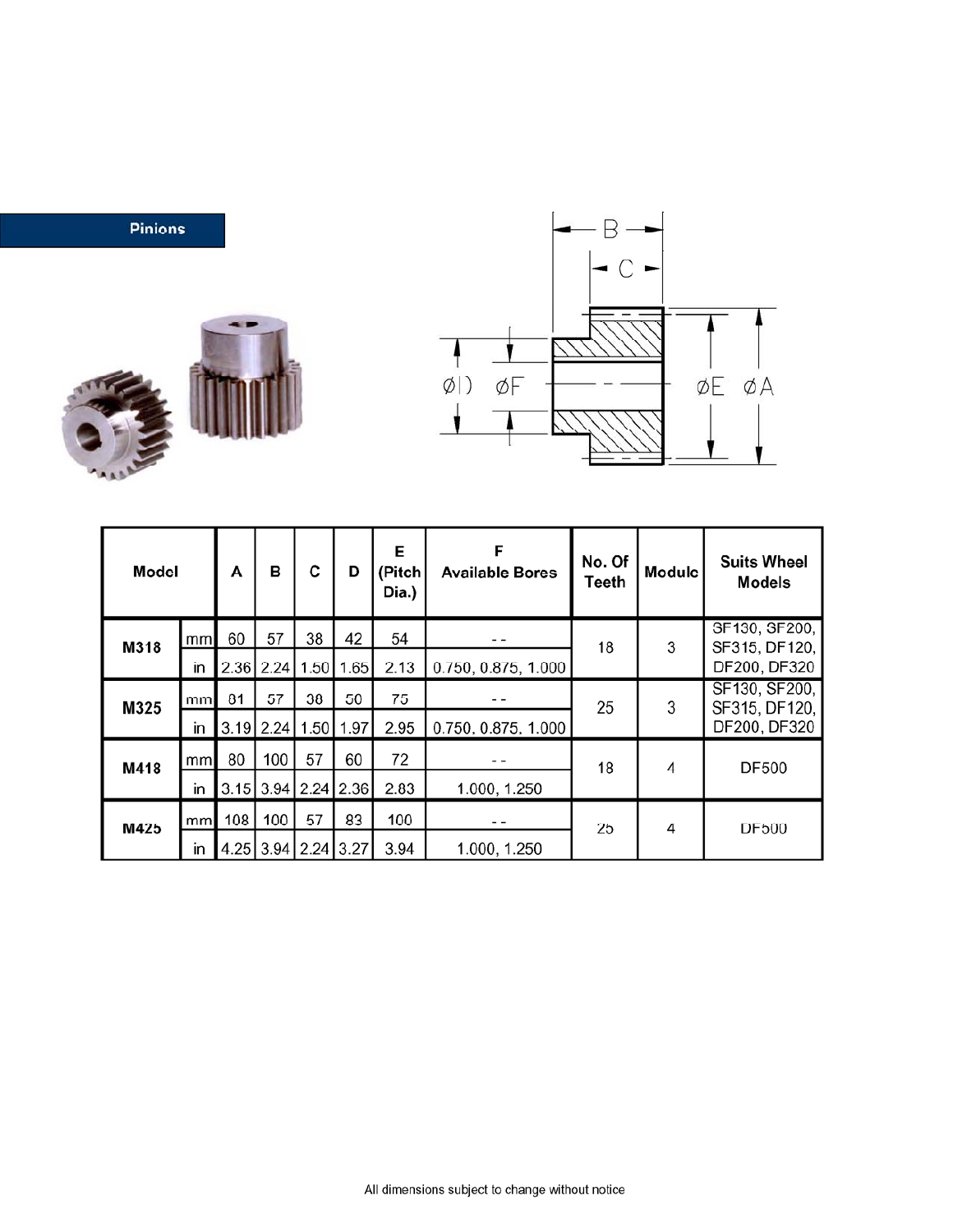## Pinions

| Model | | A | B | C | D | E (Pitch Dia.) | F Available Bores | No. Of Teeth | Module | Suits Wheel Models |
|---|---|---|---|---|---|---|---|---|---|---|
| M318 | mm | 60 | 57 | 38 | 42 | 54 | - - | 18 | 3 | SF130, SF200, SF315, DF120, DF200, DF320 |
| | in | 2.36 | 2.24 | 1.50 | 1.65 | 2.13 | 0.750, 0.875, 1.000 | | | |
| M325 | mm | 81 | 57 | 38 | 50 | 75 | - - | 25 | 3 | SF130, SF200, SF315, DF120, DF200, DF320 |
| | in | 3.19 | 2.24 | 1.50 | 1.97 | 2.95 | 0.750, 0.875, 1.000 | | | |
| M418 | mm | 80 | 100 | 57 | 60 | 72 | - - | 18 | 4 | DF500 |
| | in | 3.15 | 3.94 | 2.24 | 2.36 | 2.83 | 1.000, 1.250 | | | |
| M425 | mm | 108 | 100 | 57 | 83 | 100 | - - | 25 | 4 | DF500 |
| | in | 4.25 | 3.94 | 2.24 | 3.27 | 3.94 | 1.000, 1.250 | | | |

All dimensions subject to change without notice